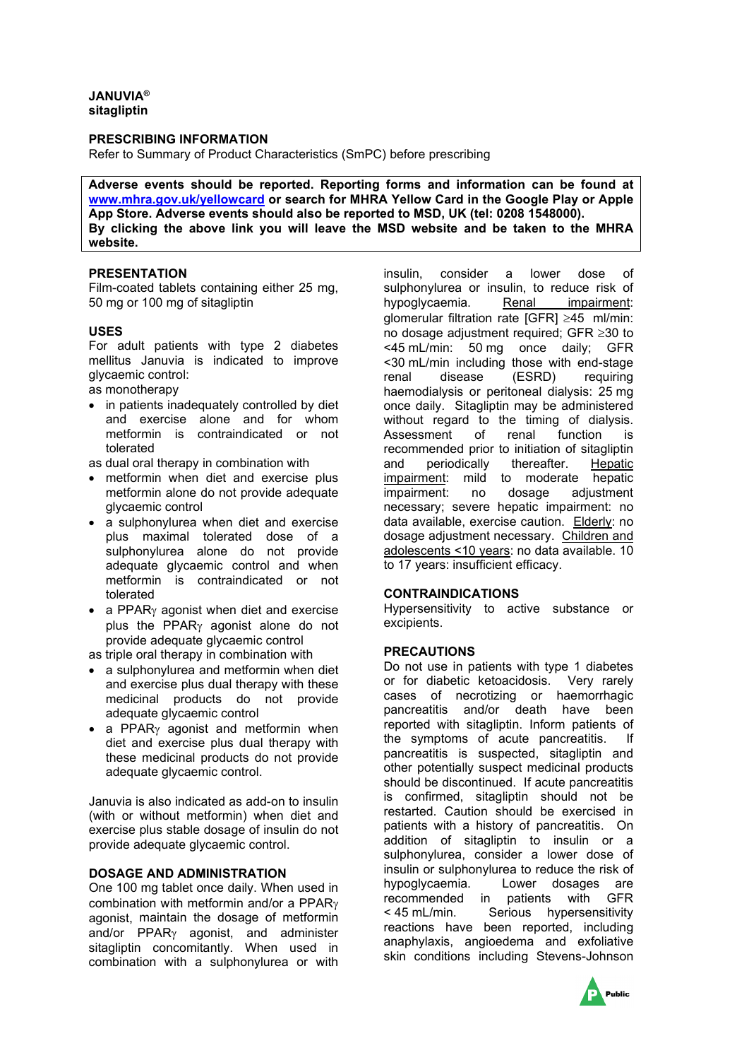**JANUVIA®**
**sitagliptin**

**PRESCRIBING INFORMATION**

Refer to Summary of Product Characteristics (SmPC) before prescribing

> **Adverse events should be reported. Reporting forms and information can be found at [www.mhra.gov.uk/yellowcard](http://www.mhra.gov.uk/yellowcard) or search for MHRA Yellow Card in the Google Play or Apple App Store. Adverse events should also be reported to MSD, UK (tel: 0208 1548000).**
> **By clicking the above link you will leave the MSD website and be taken to the MHRA website.**

## PRESENTATION

Film-coated tablets containing either 25 mg, 50 mg or 100 mg of sitagliptin

## USES

For adult patients with type 2 diabetes mellitus Januvia is indicated to improve glycaemic control:

as monotherapy

- in patients inadequately controlled by diet and exercise alone and for whom metformin is contraindicated or not tolerated

as dual oral therapy in combination with

- metformin when diet and exercise plus metformin alone do not provide adequate glycaemic control
- a sulphonylurea when diet and exercise plus maximal tolerated dose of a sulphonylurea alone do not provide adequate glycaemic control and when metformin is contraindicated or not tolerated
- a PPARγ agonist when diet and exercise plus the PPARγ agonist alone do not provide adequate glycaemic control

as triple oral therapy in combination with

- a sulphonylurea and metformin when diet and exercise plus dual therapy with these medicinal products do not provide adequate glycaemic control
- a PPARγ agonist and metformin when diet and exercise plus dual therapy with these medicinal products do not provide adequate glycaemic control.

Januvia is also indicated as add-on to insulin (with or without metformin) when diet and exercise plus stable dosage of insulin do not provide adequate glycaemic control.

## DOSAGE AND ADMINISTRATION

One 100 mg tablet once daily. When used in combination with metformin and/or a PPARγ agonist, maintain the dosage of metformin and/or PPARγ agonist, and administer sitagliptin concomitantly. When used in combination with a sulphonylurea or with insulin, consider a lower dose of sulphonylurea or insulin, to reduce risk of hypoglycaemia. <u>Renal impairment</u>: glomerular filtration rate [GFR] ≥45 ml/min: no dosage adjustment required; GFR ≥30 to <45 mL/min: 50 mg once daily; GFR <30 mL/min including those with end-stage renal disease (ESRD) requiring haemodialysis or peritoneal dialysis: 25 mg once daily. Sitagliptin may be administered without regard to the timing of dialysis. Assessment of renal function is recommended prior to initiation of sitagliptin and periodically thereafter. <u>Hepatic impairment</u>: mild to moderate hepatic impairment: no dosage adjustment necessary; severe hepatic impairment: no data available, exercise caution. <u>Elderly</u>: no dosage adjustment necessary. <u>Children and adolescents <10 years</u>: no data available. 10 to 17 years: insufficient efficacy.

## CONTRAINDICATIONS

Hypersensitivity to active substance or excipients.

## PRECAUTIONS

Do not use in patients with type 1 diabetes or for diabetic ketoacidosis. Very rarely cases of necrotizing or haemorrhagic pancreatitis and/or death have been reported with sitagliptin. Inform patients of the symptoms of acute pancreatitis. If pancreatitis is suspected, sitagliptin and other potentially suspect medicinal products should be discontinued. If acute pancreatitis is confirmed, sitagliptin should not be restarted. Caution should be exercised in patients with a history of pancreatitis. On addition of sitagliptin to insulin or a sulphonylurea, consider a lower dose of insulin or sulphonylurea to reduce the risk of hypoglycaemia. Lower dosages are recommended in patients with GFR < 45 mL/min. Serious hypersensitivity reactions have been reported, including anaphylaxis, angioedema and exfoliative skin conditions including Stevens-Johnson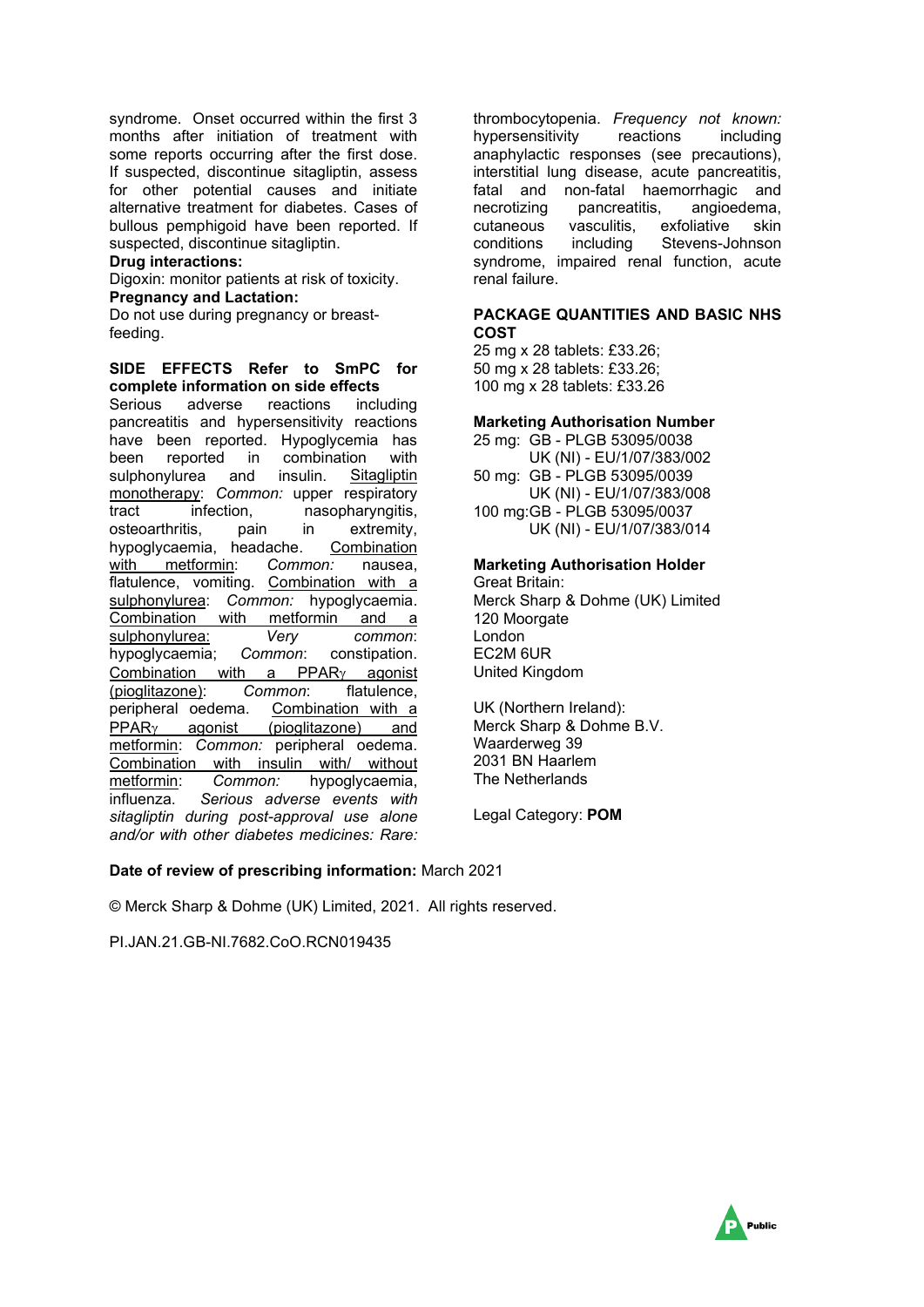syndrome. Onset occurred within the first 3 months after initiation of treatment with some reports occurring after the first dose. If suspected, discontinue sitagliptin, assess for other potential causes and initiate alternative treatment for diabetes. Cases of bullous pemphigoid have been reported. If suspected, discontinue sitagliptin.

**Drug interactions:**

Digoxin: monitor patients at risk of toxicity.

**Pregnancy and Lactation:**

Do not use during pregnancy or breast-feeding.

**SIDE EFFECTS Refer to SmPC for complete information on side effects**

Serious adverse reactions including pancreatitis and hypersensitivity reactions have been reported. Hypoglycemia has been reported in combination with sulphonylurea and insulin. Sitagliptin monotherapy: *Common:* upper respiratory tract infection, nasopharyngitis, osteoarthritis, pain in extremity, hypoglycaemia, headache. Combination with metformin: *Common:* nausea, flatulence, vomiting. Combination with a sulphonylurea: *Common:* hypoglycaemia. Combination with metformin and a sulphonylurea: *Very common*: hypoglycaemia; *Common*: constipation. Combination with a PPARγ agonist (pioglitazone): *Common*: flatulence, peripheral oedema. Combination with a PPARγ agonist (pioglitazone) and metformin: *Common:* peripheral oedema. Combination with insulin with/ without metformin: *Common:* hypoglycaemia, influenza. *Serious adverse events with sitagliptin during post-approval use alone and/or with other diabetes medicines: Rare:* thrombocytopenia. *Frequency not known:* hypersensitivity reactions including anaphylactic responses (see precautions), interstitial lung disease, acute pancreatitis, fatal and non-fatal haemorrhagic and necrotizing pancreatitis, angioedema, cutaneous vasculitis, exfoliative skin conditions including Stevens-Johnson syndrome, impaired renal function, acute renal failure.

**PACKAGE QUANTITIES AND BASIC NHS COST**

25 mg x 28 tablets: £33.26;
50 mg x 28 tablets: £33.26;
100 mg x 28 tablets: £33.26

**Marketing Authorisation Number**

25 mg: GB - PLGB 53095/0038
UK (NI) - EU/1/07/383/002
50 mg: GB - PLGB 53095/0039
UK (NI) - EU/1/07/383/008
100 mg: GB - PLGB 53095/0037
UK (NI) - EU/1/07/383/014

**Marketing Authorisation Holder**

Great Britain:
Merck Sharp & Dohme (UK) Limited
120 Moorgate
London
EC2M 6UR
United Kingdom

UK (Northern Ireland):
Merck Sharp & Dohme B.V.
Waarderweg 39
2031 BN Haarlem
The Netherlands

Legal Category: **POM**

**Date of review of prescribing information:** March 2021

© Merck Sharp & Dohme (UK) Limited, 2021. All rights reserved.

PI.JAN.21.GB-NI.7682.CoO.RCN019435

Public